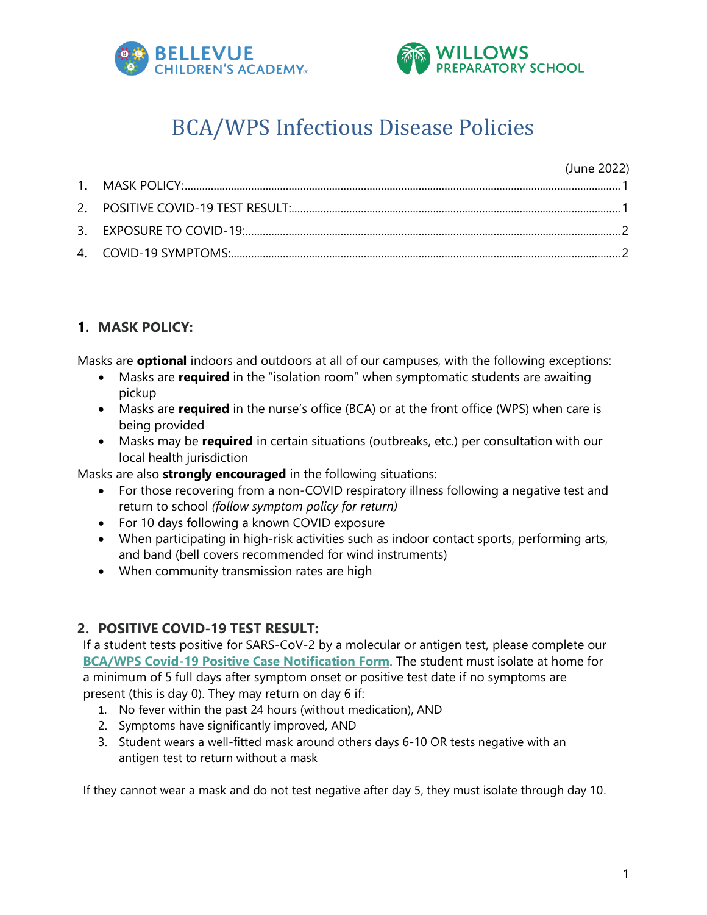# BCA/WPS Infectious Disease Policies

(June 2022)

1. MASK POLICY: 1
2. POSITIVE COVID-19 TEST RESULT: 1
3. EXPOSURE TO COVID-19: 2
4. COVID-19 SYMPTOMS: 2

## 1. MASK POLICY:

Masks are **optional** indoors and outdoors at all of our campuses, with the following exceptions:

- Masks are **required** in the "isolation room" when symptomatic students are awaiting pickup
- Masks are **required** in the nurse's office (BCA) or at the front office (WPS) when care is being provided
- Masks may be **required** in certain situations (outbreaks, etc.) per consultation with our local health jurisdiction

Masks are also **strongly encouraged** in the following situations:

- For those recovering from a non-COVID respiratory illness following a negative test and return to school *(follow symptom policy for return)*
- For 10 days following a known COVID exposure
- When participating in high-risk activities such as indoor contact sports, performing arts, and band (bell covers recommended for wind instruments)
- When community transmission rates are high

## 2. POSITIVE COVID-19 TEST RESULT:

If a student tests positive for SARS-CoV-2 by a molecular or antigen test, please complete our **BCA/WPS Covid-19 Positive Case Notification Form**. The student must isolate at home for a minimum of 5 full days after symptom onset or positive test date if no symptoms are present (this is day 0). They may return on day 6 if:

1. No fever within the past 24 hours (without medication), AND
2. Symptoms have significantly improved, AND
3. Student wears a well-fitted mask around others days 6-10 OR tests negative with an antigen test to return without a mask

If they cannot wear a mask and do not test negative after day 5, they must isolate through day 10.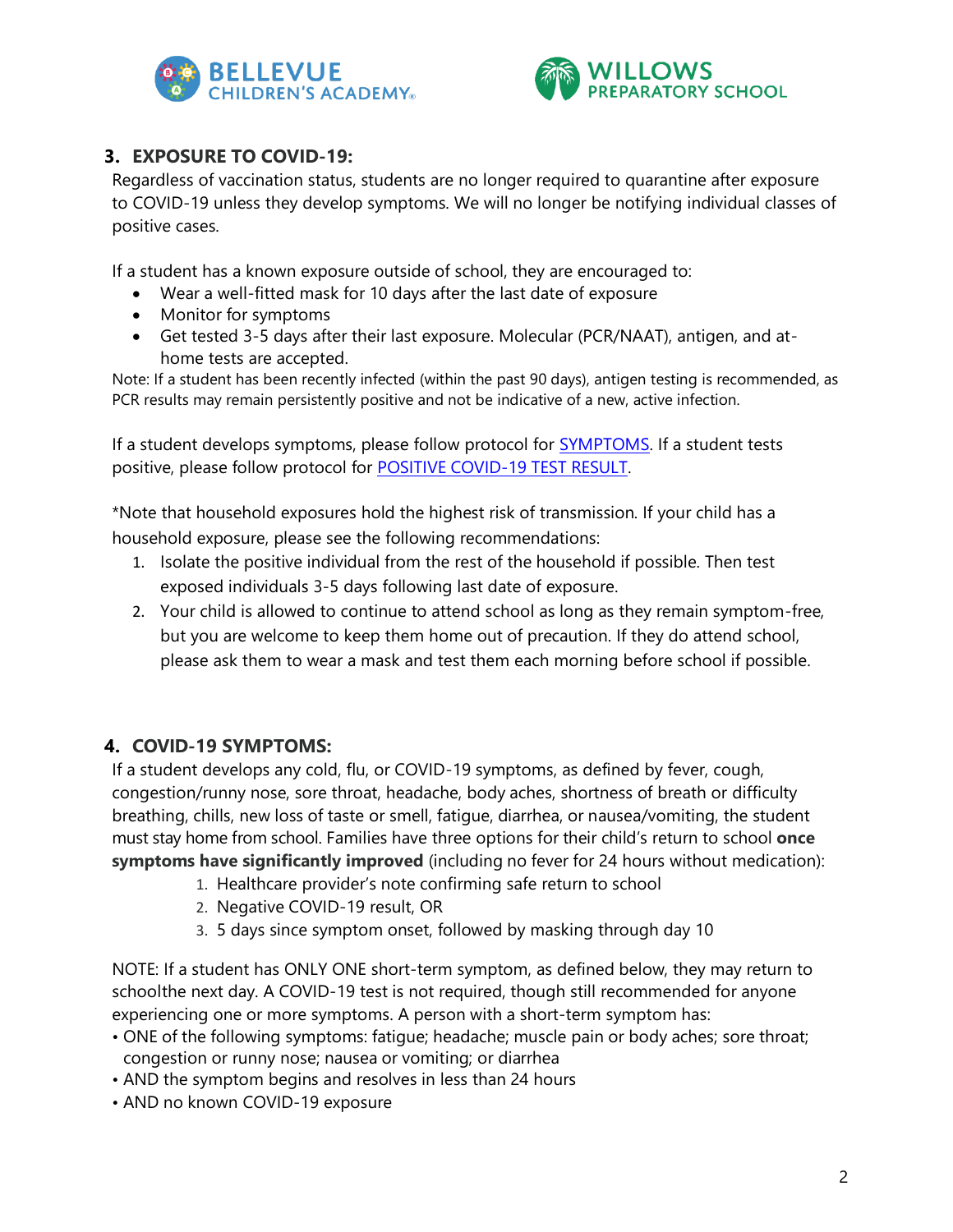### 3. EXPOSURE TO COVID-19:

Regardless of vaccination status, students are no longer required to quarantine after exposure to COVID-19 unless they develop symptoms. We will no longer be notifying individual classes of positive cases.

If a student has a known exposure outside of school, they are encouraged to:

- Wear a well-fitted mask for 10 days after the last date of exposure
- Monitor for symptoms
- Get tested 3-5 days after their last exposure. Molecular (PCR/NAAT), antigen, and at-home tests are accepted.

Note: If a student has been recently infected (within the past 90 days), antigen testing is recommended, as PCR results may remain persistently positive and not be indicative of a new, active infection.

If a student develops symptoms, please follow protocol for SYMPTOMS. If a student tests positive, please follow protocol for POSITIVE COVID-19 TEST RESULT.

*Note that household exposures hold the highest risk of transmission. If your child has a household exposure, please see the following recommendations:

1. Isolate the positive individual from the rest of the household if possible. Then test exposed individuals 3-5 days following last date of exposure.
2. Your child is allowed to continue to attend school as long as they remain symptom-free, but you are welcome to keep them home out of precaution. If they do attend school, please ask them to wear a mask and test them each morning before school if possible.

### 4. COVID-19 SYMPTOMS:

If a student develops any cold, flu, or COVID-19 symptoms, as defined by fever, cough, congestion/runny nose, sore throat, headache, body aches, shortness of breath or difficulty breathing, chills, new loss of taste or smell, fatigue, diarrhea, or nausea/vomiting, the student must stay home from school. Families have three options for their child's return to school **once symptoms have significantly improved** (including no fever for 24 hours without medication):

1. Healthcare provider's note confirming safe return to school
2. Negative COVID-19 result, OR
3. 5 days since symptom onset, followed by masking through day 10

NOTE: If a student has ONLY ONE short-term symptom, as defined below, they may return to schoolthe next day. A COVID-19 test is not required, though still recommended for anyone experiencing one or more symptoms. A person with a short-term symptom has:

- ONE of the following symptoms: fatigue; headache; muscle pain or body aches; sore throat; congestion or runny nose; nausea or vomiting; or diarrhea
- AND the symptom begins and resolves in less than 24 hours
- AND no known COVID-19 exposure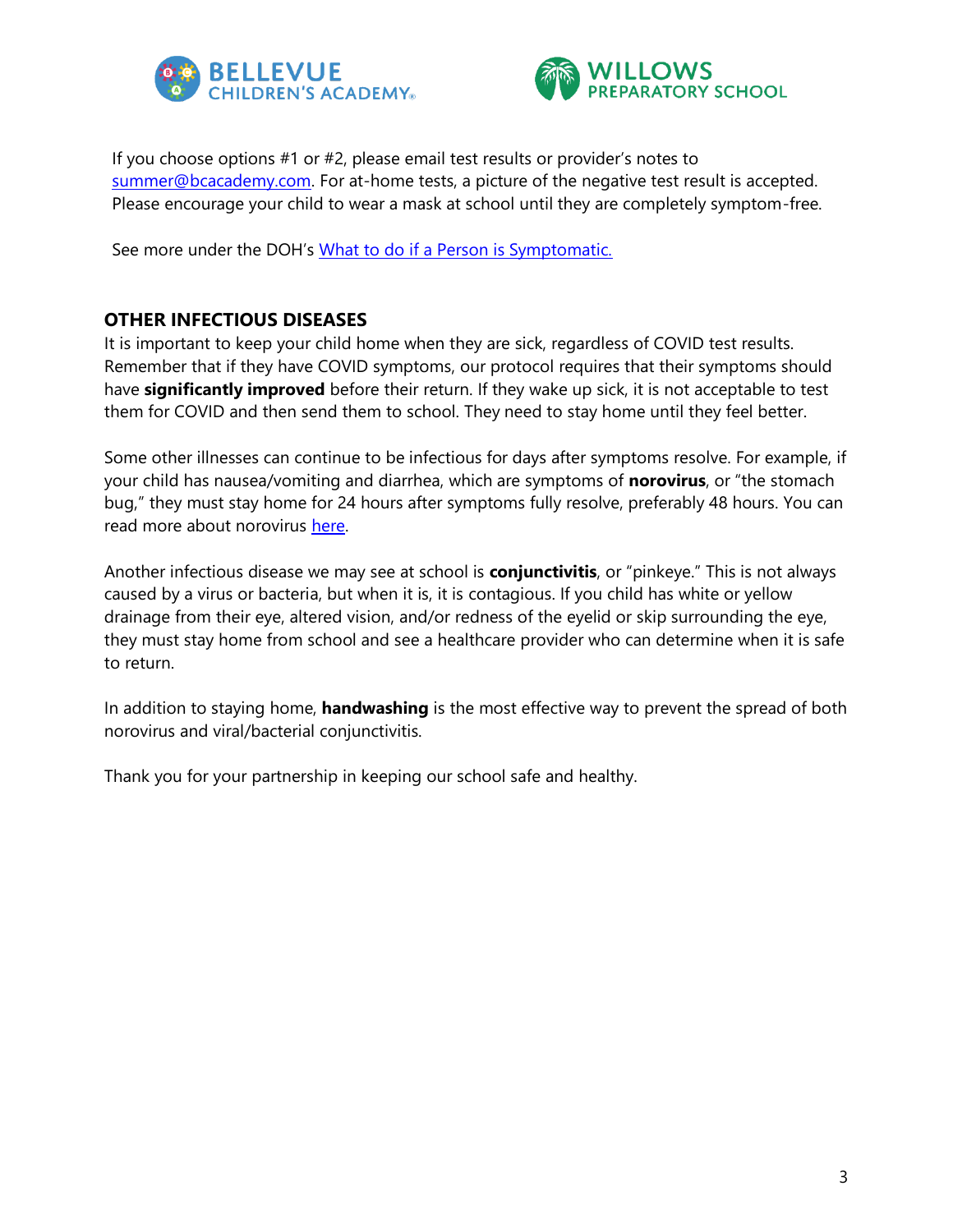If you choose options #1 or #2, please email test results or provider's notes to summer@bcacademy.com. For at-home tests, a picture of the negative test result is accepted. Please encourage your child to wear a mask at school until they are completely symptom-free.

See more under the DOH's What to do if a Person is Symptomatic.

## OTHER INFECTIOUS DISEASES

It is important to keep your child home when they are sick, regardless of COVID test results. Remember that if they have COVID symptoms, our protocol requires that their symptoms should have **significantly improved** before their return. If they wake up sick, it is not acceptable to test them for COVID and then send them to school. They need to stay home until they feel better.

Some other illnesses can continue to be infectious for days after symptoms resolve. For example, if your child has nausea/vomiting and diarrhea, which are symptoms of **norovirus**, or "the stomach bug," they must stay home for 24 hours after symptoms fully resolve, preferably 48 hours. You can read more about norovirus here.

Another infectious disease we may see at school is **conjunctivitis**, or "pinkeye." This is not always caused by a virus or bacteria, but when it is, it is contagious. If you child has white or yellow drainage from their eye, altered vision, and/or redness of the eyelid or skip surrounding the eye, they must stay home from school and see a healthcare provider who can determine when it is safe to return.

In addition to staying home, **handwashing** is the most effective way to prevent the spread of both norovirus and viral/bacterial conjunctivitis.

Thank you for your partnership in keeping our school safe and healthy.